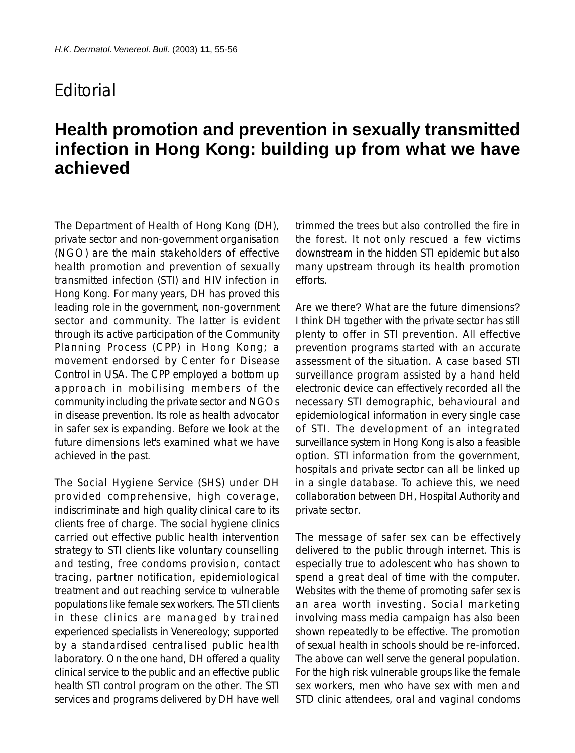Editorial

# Health promotion and prevention in sexually transmitted infection in Hong Kong: building up from what we have achieved

The Department of Health of Hong Kong (DH), private sector and non-government organisation (NGO) are the main stakeholders of effective health promotion and prevention of sexually transmitted infection (STI) and HIV infection in Hong Kong. For many years, DH has proved this leading role in the government, non-government sector and community. The latter is evident through its active participation of the Community Planning Process (CPP) in Hong Kong; a movement endorsed by Center for Disease Control in USA. The CPP employed a bottom up approach in mobilising members of the community including the private sector and NGOs in disease prevention. Its role as health advocator in safer sex is expanding. Before we look at the future dimensions let's examined what we have achieved in the past.

The Social Hygiene Service (SHS) under DH provided comprehensive, high coverage, indiscriminate and high quality clinical care to its clients free of charge. The social hygiene clinics carried out effective public health intervention strategy to STI clients like voluntary counselling and testing, free condoms provision, contact tracing, partner notification, epidemiological treatment and out reaching service to vulnerable populations like female sex workers. The STI clients in these clinics are managed by trained experienced specialists in Venereology; supported by a standardised centralised public health laboratory. On the one hand, DH offered a quality clinical service to the public and an effective public health STI control program on the other. The STI services and programs delivered by DH have well trimmed the trees but also controlled the fire in the forest. It not only rescued a few victims downstream in the hidden STI epidemic but also many upstream through its health promotion efforts.

Are we there? What are the future dimensions? I think DH together with the private sector has still plenty to offer in STI prevention. All effective prevention programs started with an accurate assessment of the situation. A case based STI surveillance program assisted by a hand held electronic device can effectively recorded all the necessary STI demographic, behavioural and epidemiological information in every single case of STI. The development of an integrated surveillance system in Hong Kong is also a feasible option. STI information from the government, hospitals and private sector can all be linked up in a single database. To achieve this, we need collaboration between DH, Hospital Authority and private sector.

The message of safer sex can be effectively delivered to the public through internet. This is especially true to adolescent who has shown to spend a great deal of time with the computer. Websites with the theme of promoting safer sex is an area worth investing. Social marketing involving mass media campaign has also been shown repeatedly to be effective. The promotion of sexual health in schools should be re-inforced. The above can well serve the general population. For the high risk vulnerable groups like the female sex workers, men who have sex with men and STD clinic attendees, oral and vaginal condoms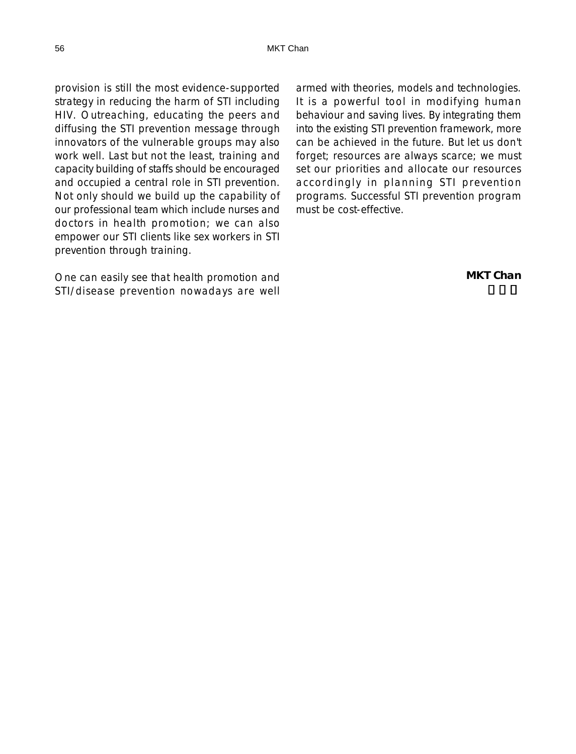provision is still the most evidence-supported strategy in reducing the harm of STI including HIV. Outreaching, educating the peers and diffusing the STI prevention message through innovators of the vulnerable groups may also work well. Last but not the least, training and capacity building of staffs should be encouraged and occupied a central role in STI prevention. Not only should we build up the capability of our professional team which include nurses and doctors in health promotion; we can also empower our STI clients like sex workers in STI prevention through training.

One can easily see that health promotion and STI/disease prevention nowadays are well armed with theories, models and technologies. It is a powerful tool in modifying human behaviour and saving lives. By integrating them into the existing STI prevention framework, more can be achieved in the future. But let us don't forget; resources are always scarce; we must set our priorities and allocate our resources accordingly in planning STI prevention programs. Successful STI prevention program must be cost-effective.

**MKT Chan**